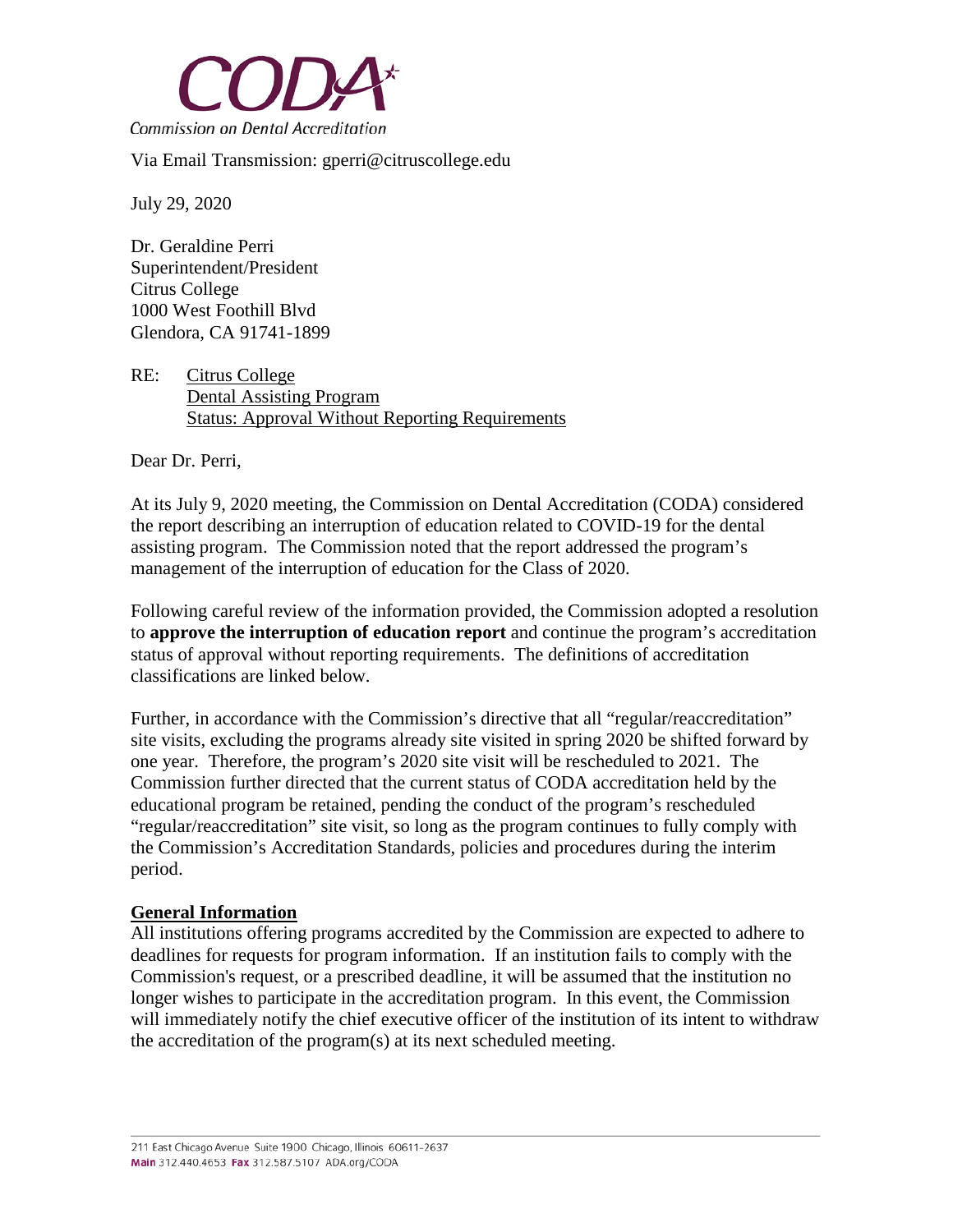**CODA**

Commission on Dental Accreditation

Via Email Transmission: gperri@citruscollege.edu

July 29, 2020

Dr. Geraldine Perri
Superintendent/President
Citrus College
1000 West Foothill Blvd
Glendora, CA 91741-1899

RE: Citrus College
Dental Assisting Program
Status: Approval Without Reporting Requirements

Dear Dr. Perri,

At its July 9, 2020 meeting, the Commission on Dental Accreditation (CODA) considered the report describing an interruption of education related to COVID-19 for the dental assisting program. The Commission noted that the report addressed the program's management of the interruption of education for the Class of 2020.

Following careful review of the information provided, the Commission adopted a resolution to **approve the interruption of education report** and continue the program's accreditation status of approval without reporting requirements. The definitions of accreditation classifications are linked below.

Further, in accordance with the Commission's directive that all "regular/reaccreditation" site visits, excluding the programs already site visited in spring 2020 be shifted forward by one year. Therefore, the program's 2020 site visit will be rescheduled to 2021. The Commission further directed that the current status of CODA accreditation held by the educational program be retained, pending the conduct of the program's rescheduled "regular/reaccreditation" site visit, so long as the program continues to fully comply with the Commission's Accreditation Standards, policies and procedures during the interim period.

**General Information**

All institutions offering programs accredited by the Commission are expected to adhere to deadlines for requests for program information. If an institution fails to comply with the Commission's request, or a prescribed deadline, it will be assumed that the institution no longer wishes to participate in the accreditation program. In this event, the Commission will immediately notify the chief executive officer of the institution of its intent to withdraw the accreditation of the program(s) at its next scheduled meeting.

211 East Chicago Avenue Suite 1900 Chicago, Illinois 60611-2637
Main 312.440.4653 Fax 312.587.5107 ADA.org/CODA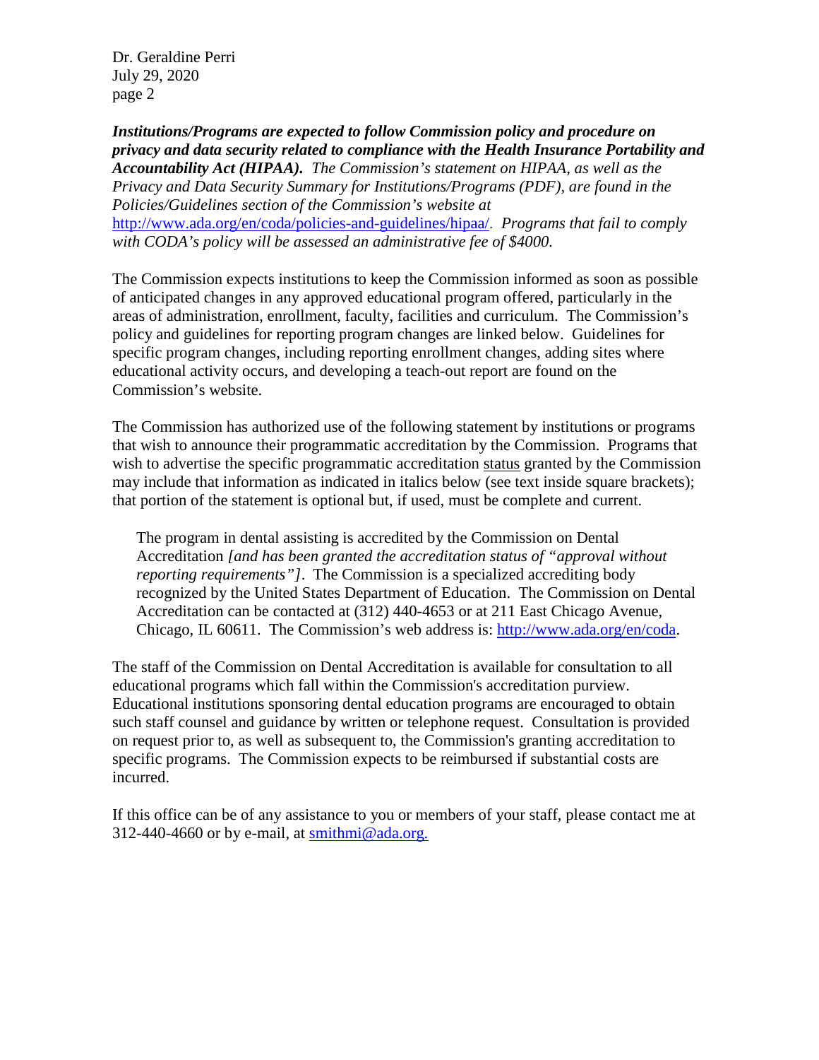***Institutions/Programs are expected to follow Commission policy and procedure on privacy and data security related to compliance with the Health Insurance Portability and Accountability Act (HIPAA).*** *The Commission's statement on HIPAA, as well as the Privacy and Data Security Summary for Institutions/Programs (PDF), are found in the Policies/Guidelines section of the Commission's website at* http://www.ada.org/en/coda/policies-and-guidelines/hipaa/. *Programs that fail to comply with CODA's policy will be assessed an administrative fee of $4000.*

The Commission expects institutions to keep the Commission informed as soon as possible of anticipated changes in any approved educational program offered, particularly in the areas of administration, enrollment, faculty, facilities and curriculum. The Commission's policy and guidelines for reporting program changes are linked below. Guidelines for specific program changes, including reporting enrollment changes, adding sites where educational activity occurs, and developing a teach-out report are found on the Commission's website.

The Commission has authorized use of the following statement by institutions or programs that wish to announce their programmatic accreditation by the Commission. Programs that wish to advertise the specific programmatic accreditation status granted by the Commission may include that information as indicated in italics below (see text inside square brackets); that portion of the statement is optional but, if used, must be complete and current.

> The program in dental assisting is accredited by the Commission on Dental Accreditation *[and has been granted the accreditation status of "approval without reporting requirements"]*. The Commission is a specialized accrediting body recognized by the United States Department of Education. The Commission on Dental Accreditation can be contacted at (312) 440-4653 or at 211 East Chicago Avenue, Chicago, IL 60611. The Commission's web address is: http://www.ada.org/en/coda.

The staff of the Commission on Dental Accreditation is available for consultation to all educational programs which fall within the Commission's accreditation purview. Educational institutions sponsoring dental education programs are encouraged to obtain such staff counsel and guidance by written or telephone request. Consultation is provided on request prior to, as well as subsequent to, the Commission's granting accreditation to specific programs. The Commission expects to be reimbursed if substantial costs are incurred.

If this office can be of any assistance to you or members of your staff, please contact me at 312-440-4660 or by e-mail, at smithmi@ada.org.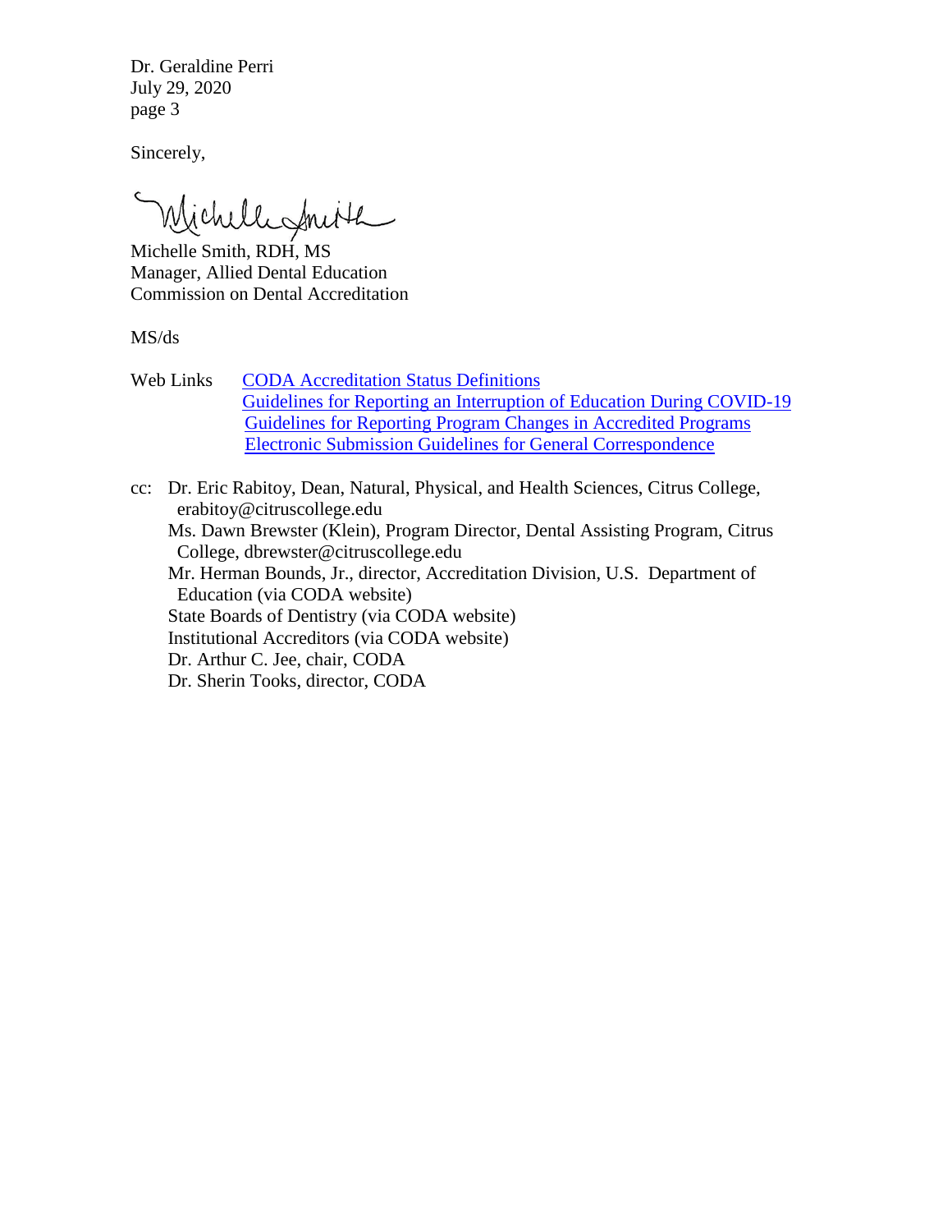Dr. Geraldine Perri
July 29, 2020
page 3

Sincerely,

Michelle Smith, RDH, MS
Manager, Allied Dental Education
Commission on Dental Accreditation

MS/ds

Web Links
CODA Accreditation Status Definitions
Guidelines for Reporting an Interruption of Education During COVID-19
Guidelines for Reporting Program Changes in Accredited Programs
Electronic Submission Guidelines for General Correspondence

cc: Dr. Eric Rabitoy, Dean, Natural, Physical, and Health Sciences, Citrus College, erabitoy@citruscollege.edu
Ms. Dawn Brewster (Klein), Program Director, Dental Assisting Program, Citrus College, dbrewster@citruscollege.edu
Mr. Herman Bounds, Jr., director, Accreditation Division, U.S. Department of Education (via CODA website)
State Boards of Dentistry (via CODA website)
Institutional Accreditors (via CODA website)
Dr. Arthur C. Jee, chair, CODA
Dr. Sherin Tooks, director, CODA